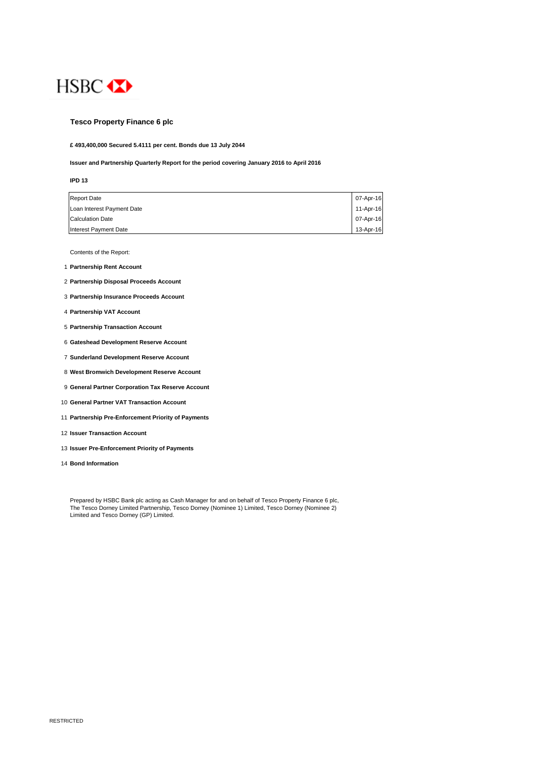HSBC

# Tesco Property Finance 6 plc

**£ 493,400,000 Secured 5.4111 per cent. Bonds due 13 July 2044**

**Issuer and Partnership Quarterly Report for the period covering January 2016 to April 2016**

**IPD 13**

| | |
|---|---|
| Report Date | 07-Apr-16 |
| Loan Interest Payment Date | 11-Apr-16 |
| Calculation Date | 07-Apr-16 |
| Interest Payment Date | 13-Apr-16 |

Contents of the Report:

1. **Partnership Rent Account**
2. **Partnership Disposal Proceeds Account**
3. **Partnership Insurance Proceeds Account**
4. **Partnership VAT Account**
5. **Partnership Transaction Account**
6. **Gateshead Development Reserve Account**
7. **Sunderland Development Reserve Account**
8. **West Bromwich Development Reserve Account**
9. **General Partner Corporation Tax Reserve Account**
10. **General Partner VAT Transaction Account**
11. **Partnership Pre-Enforcement Priority of Payments**
12. **Issuer Transaction Account**
13. **Issuer Pre-Enforcement Priority of Payments**
14. **Bond Information**

Prepared by HSBC Bank plc acting as Cash Manager for and on behalf of Tesco Property Finance 6 plc, The Tesco Dorney Limited Partnership, Tesco Dorney (Nominee 1) Limited, Tesco Dorney (Nominee 2) Limited and Tesco Dorney (GP) Limited.

RESTRICTED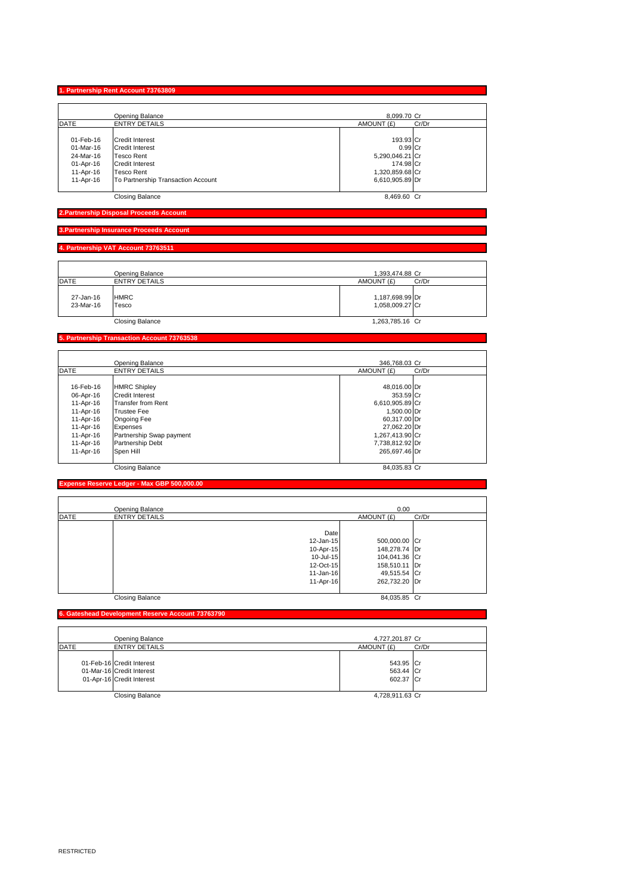## 1. Partnership Rent Account 73763809

| DATE | ENTRY DETAILS | AMOUNT (£) | Cr/Dr |
|---|---|---|---|
| | Opening Balance | 8,099.70 | Cr |
| 01-Feb-16 | Credit Interest | 193.93 | Cr |
| 01-Mar-16 | Credit Interest | 0.99 | Cr |
| 24-Mar-16 | Tesco Rent | 5,290,046.21 | Cr |
| 01-Apr-16 | Credit Interest | 174.98 | Cr |
| 11-Apr-16 | Tesco Rent | 1,320,859.68 | Cr |
| 11-Apr-16 | To Partnership Transaction Account | 6,610,905.89 | Dr |
| | Closing Balance | 8,469.60 | Cr |

## 2.Partnership Disposal Proceeds Account

## 3.Partnership Insurance Proceeds Account

## 4. Partnership VAT Account 73763511

| DATE | ENTRY DETAILS | AMOUNT (£) | Cr/Dr |
|---|---|---|---|
| | Opening Balance | 1,393,474.88 | Cr |
| 27-Jan-16 | HMRC | 1,187,698.99 | Dr |
| 23-Mar-16 | Tesco | 1,058,009.27 | Cr |
| | Closing Balance | 1,263,785.16 | Cr |

## 5. Partnership Transaction Account 73763538

| DATE | ENTRY DETAILS | AMOUNT (£) | Cr/Dr |
|---|---|---|---|
| | Opening Balance | 346,768.03 | Cr |
| 16-Feb-16 | HMRC Shipley | 48,016.00 | Dr |
| 06-Apr-16 | Credit Interest | 353.59 | Cr |
| 11-Apr-16 | Transfer from Rent | 6,610,905.89 | Cr |
| 11-Apr-16 | Trustee Fee | 1,500.00 | Dr |
| 11-Apr-16 | Ongoing Fee | 60,317.00 | Dr |
| 11-Apr-16 | Expenses | 27,062.20 | Dr |
| 11-Apr-16 | Partnership Swap payment | 1,267,413.90 | Cr |
| 11-Apr-16 | Partnership Debt | 7,738,812.92 | Dr |
| 11-Apr-16 | Spen Hill | 265,697.46 | Dr |
| | Closing Balance | 84,035.83 | Cr |

## Expense Reserve Ledger - Max GBP 500,000.00

| DATE | ENTRY DETAILS | | AMOUNT (£) | Cr/Dr |
|---|---|---|---|---|
| | Opening Balance | | 0.00 | |
| | | Date | | |
| | | 12-Jan-15 | 500,000.00 | Cr |
| | | 10-Apr-15 | 148,278.74 | Dr |
| | | 10-Jul-15 | 104,041.36 | Cr |
| | | 12-Oct-15 | 158,510.11 | Dr |
| | | 11-Jan-16 | 49,515.54 | Cr |
| | | 11-Apr-16 | 262,732.20 | Dr |
| | Closing Balance | | 84,035.85 | Cr |

## 6. Gateshead Development Reserve Account 73763790

| DATE | ENTRY DETAILS | AMOUNT (£) | Cr/Dr |
|---|---|---|---|
| | Opening Balance | 4,727,201.87 | Cr |
| 01-Feb-16 | Credit Interest | 543.95 | Cr |
| 01-Mar-16 | Credit Interest | 563.44 | Cr |
| 01-Apr-16 | Credit Interest | 602.37 | Cr |
| | Closing Balance | 4,728,911.63 | Cr |

RESTRICTED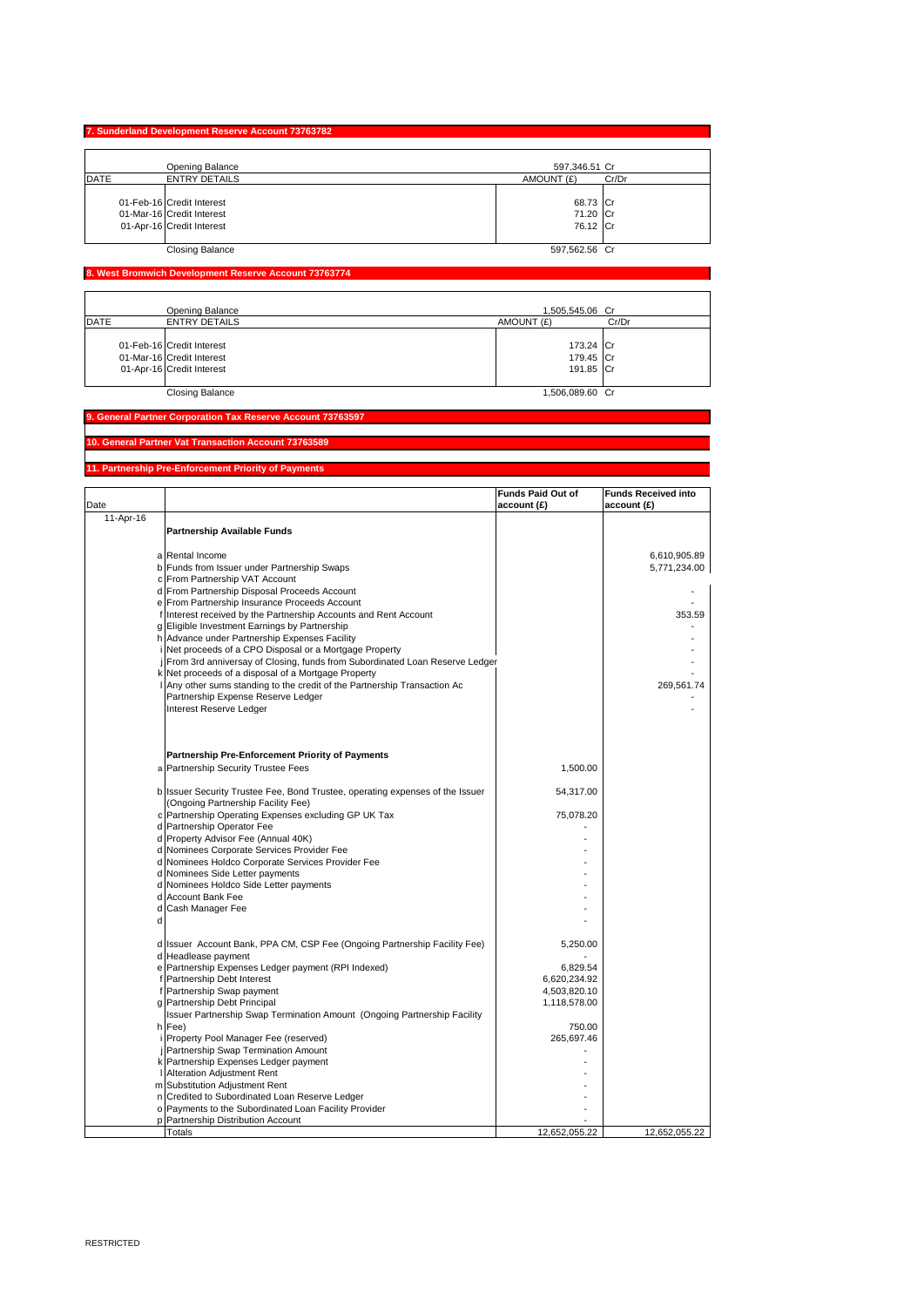## 7. Sunderland Development Reserve Account 73763782

| DATE | ENTRY DETAILS | AMOUNT (£) | Cr/Dr |
|---|---|---|---|
| | Opening Balance | 597,346.51 | Cr |
| 01-Feb-16 | Credit Interest | 68.73 | Cr |
| 01-Mar-16 | Credit Interest | 71.20 | Cr |
| 01-Apr-16 | Credit Interest | 76.12 | Cr |
| | Closing Balance | 597,562.56 | Cr |

## 8. West Bromwich Development Reserve Account 73763774

| DATE | ENTRY DETAILS | AMOUNT (£) | Cr/Dr |
|---|---|---|---|
| | Opening Balance | 1,505,545.06 | Cr |
| 01-Feb-16 | Credit Interest | 173.24 | Cr |
| 01-Mar-16 | Credit Interest | 179.45 | Cr |
| 01-Apr-16 | Credit Interest | 191.85 | Cr |
| | Closing Balance | 1,506,089.60 | Cr |

## 9. General Partner Corporation Tax Reserve Account 73763597

## 10. General Partner Vat Transaction Account 73763589

## 11. Partnership Pre-Enforcement Priority of Payments

| Date | | | Funds Paid Out of account (£) | Funds Received into account (£) |
|---|---|---|---|---|
| 11-Apr-16 | | **Partnership Available Funds** | | |
| | a | Rental Income | | 6,610,905.89 |
| | b | Funds from Issuer under Partnership Swaps | | 5,771,234.00 |
| | c | From Partnership VAT Account | | |
| | d | From Partnership Disposal Proceeds Account | | - |
| | e | From Partnership Insurance Proceeds Account | | - |
| | f | Interest received by the Partnership Accounts and Rent Account | | 353.59 |
| | g | Eligible Investment Earnings by Partnership | | - |
| | h | Advance under Partnership Expenses Facility | | - |
| | i | Net proceeds of a CPO Disposal or a Mortgage Property | | - |
| | j | From 3rd anniversay of Closing, funds from Subordinated Loan Reserve Ledger | | - |
| | k | Net proceeds of a disposal of a Mortgage Property | | - |
| | l | Any other sums standing to the credit of the Partnership Transaction Ac | | 269,561.74 |
| | | Partnership Expense Reserve Ledger | | - |
| | | Interest Reserve Ledger | | - |
| | | **Partnership Pre-Enforcement Priority of Payments** | | |
| | a | Partnership Security Trustee Fees | 1,500.00 | |
| | b | Issuer Security Trustee Fee, Bond Trustee, operating expenses of the Issuer (Ongoing Partnership Facility Fee) | 54,317.00 | |
| | c | Partnership Operating Expenses excluding GP UK Tax | 75,078.20 | |
| | d | Partnership Operator Fee | - | |
| | d | Property Advisor Fee (Annual 40K) | - | |
| | d | Nominees Corporate Services Provider Fee | - | |
| | d | Nominees Holdco Corporate Services Provider Fee | - | |
| | d | Nominees Side Letter payments | - | |
| | d | Nominees Holdco Side Letter payments | - | |
| | d | Account Bank Fee | - | |
| | d | Cash Manager Fee | - | |
| | d | | - | |
| | d | Issuer Account Bank, PPA CM, CSP Fee (Ongoing Partnership Facility Fee) | 5,250.00 | |
| | d | Headlease payment | - | |
| | e | Partnership Expenses Ledger payment (RPI Indexed) | 6,829.54 | |
| | f | Partnership Debt Interest | 6,620,234.92 | |
| | f | Partnership Swap payment | 4,503,820.10 | |
| | g | Partnership Debt Principal | 1,118,578.00 | |
| | h | Issuer Partnership Swap Termination Amount (Ongoing Partnership Facility Fee) | 750.00 | |
| | i | Property Pool Manager Fee (reserved) | 265,697.46 | |
| | j | Partnership Swap Termination Amount | - | |
| | k | Partnership Expenses Ledger payment | - | |
| | l | Alteration Adjustment Rent | - | |
| | m | Substitution Adjustment Rent | - | |
| | n | Credited to Subordinated Loan Reserve Ledger | - | |
| | o | Payments to the Subordinated Loan Facility Provider | - | |
| | p | Partnership Distribution Account | - | |
| | | Totals | 12,652,055.22 | 12,652,055.22 |

RESTRICTED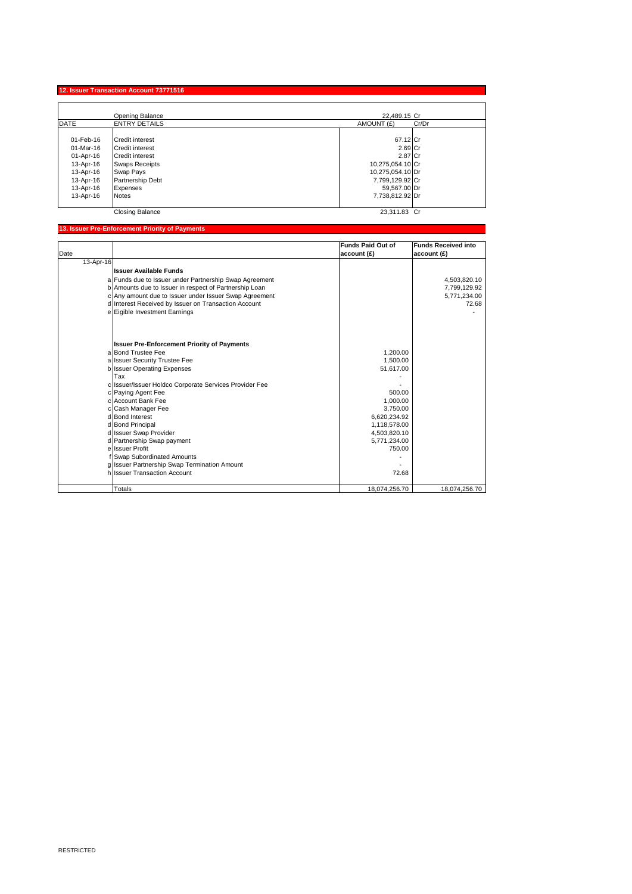## 12. Issuer Transaction Account 73771516

| DATE | ENTRY DETAILS | AMOUNT (£) | Cr/Dr |
|---|---|---|---|
| | Opening Balance | 22,489.15 | Cr |
| 01-Feb-16 | Credit interest | 67.12 | Cr |
| 01-Mar-16 | Credit interest | 2.69 | Cr |
| 01-Apr-16 | Credit interest | 2.87 | Cr |
| 13-Apr-16 | Swaps Receipts | 10,275,054.10 | Cr |
| 13-Apr-16 | Swap Pays | 10,275,054.10 | Dr |
| 13-Apr-16 | Partnership Debt | 7,799,129.92 | Cr |
| 13-Apr-16 | Expenses | 59,567.00 | Dr |
| 13-Apr-16 | Notes | 7,738,812.92 | Dr |
| | Closing Balance | 23,311.83 | Cr |

## 13. Issuer Pre-Enforcement Priority of Payments

| Date | | Funds Paid Out of account (£) | Funds Received into account (£) |
|---|---|---|---|
| 13-Apr-16 | | | |
| | **Issuer Available Funds** | | |
| a | Funds due to Issuer under Partnership Swap Agreement | | 4,503,820.10 |
| b | Amounts due to Issuer in respect of Partnership Loan | | 7,799,129.92 |
| c | Any amount due to Issuer under Issuer Swap Agreement | | 5,771,234.00 |
| d | Interest Received by Issuer on Transaction Account | | 72.68 |
| e | Eigible Investment Earnings | | - |
| | **Issuer Pre-Enforcement Priority of Payments** | | |
| a | Bond Trustee Fee | 1,200.00 | |
| a | Issuer Security Trustee Fee | 1,500.00 | |
| b | Issuer Operating Expenses | 51,617.00 | |
| | Tax | - | |
| c | Issuer/Issuer Holdco Corporate Services Provider Fee | - | |
| c | Paying Agent Fee | 500.00 | |
| c | Account Bank Fee | 1,000.00 | |
| c | Cash Manager Fee | 3,750.00 | |
| d | Bond Interest | 6,620,234.92 | |
| d | Bond Principal | 1,118,578.00 | |
| d | Issuer Swap Provider | 4,503,820.10 | |
| d | Partnership Swap payment | 5,771,234.00 | |
| e | Issuer Profit | 750.00 | |
| f | Swap Subordinated Amounts | - | |
| g | Issuer Partnership Swap Termination Amount | - | |
| h | Issuer Transaction Account | 72.68 | |
| | Totals | 18,074,256.70 | 18,074,256.70 |

RESTRICTED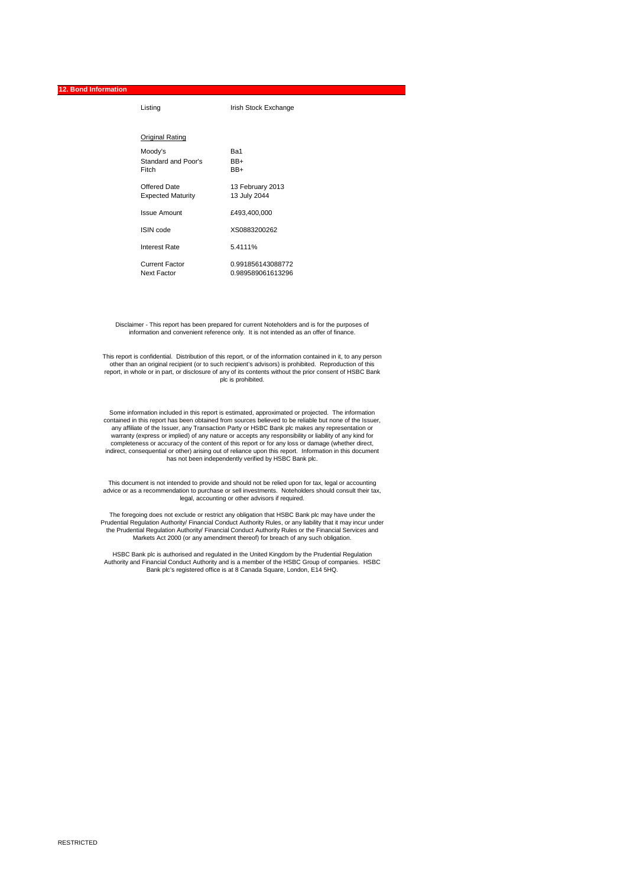## 12. Bond Information

| | |
|---|---|
| Listing | Irish Stock Exchange |

<u>Original Rating</u>

| | |
|---|---|
| Moody's | Ba1 |
| Standard and Poor's | BB+ |
| Fitch | BB+ |
| Offered Date | 13 February 2013 |
| Expected Maturity | 13 July 2044 |
| Issue Amount | £493,400,000 |
| ISIN code | XS0883200262 |
| Interest Rate | 5.4111% |
| Current Factor | 0.991856143088772 |
| Next Factor | 0.989589061613296 |

Disclaimer - This report has been prepared for current Noteholders and is for the purposes of information and convenient reference only. It is not intended as an offer of finance.

This report is confidential. Distribution of this report, or of the information contained in it, to any person other than an original recipient (or to such recipient's advisors) is prohibited. Reproduction of this report, in whole or in part, or disclosure of any of its contents without the prior consent of HSBC Bank plc is prohibited.

Some information included in this report is estimated, approximated or projected. The information contained in this report has been obtained from sources believed to be reliable but none of the Issuer, any affiliate of the Issuer, any Transaction Party or HSBC Bank plc makes any representation or warranty (express or implied) of any nature or accepts any responsibility or liability of any kind for completeness or accuracy of the content of this report or for any loss or damage (whether direct, indirect, consequential or other) arising out of reliance upon this report. Information in this document has not been independently verified by HSBC Bank plc.

This document is not intended to provide and should not be relied upon for tax, legal or accounting advice or as a recommendation to purchase or sell investments. Noteholders should consult their tax, legal, accounting or other advisors if required.

The foregoing does not exclude or restrict any obligation that HSBC Bank plc may have under the Prudential Regulation Authority/ Financial Conduct Authority Rules, or any liability that it may incur under the Prudential Regulation Authority/ Financial Conduct Authority Rules or the Financial Services and Markets Act 2000 (or any amendment thereof) for breach of any such obligation.

HSBC Bank plc is authorised and regulated in the United Kingdom by the Prudential Regulation Authority and Financial Conduct Authority and is a member of the HSBC Group of companies. HSBC Bank plc's registered office is at 8 Canada Square, London, E14 5HQ.

RESTRICTED